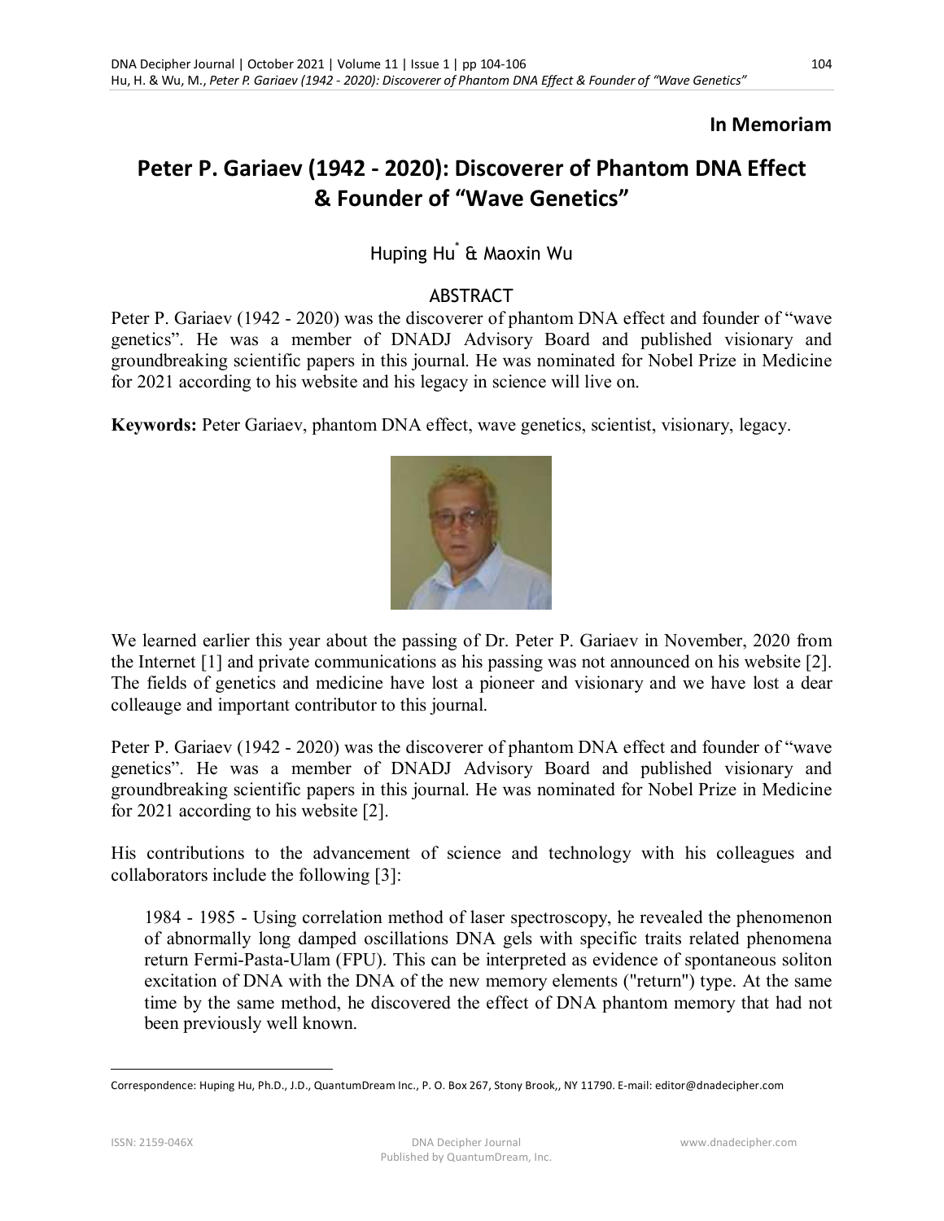**In Memoriam**

# Peter P. Gariaev (1942 - 2020): Discoverer of Phantom DNA Effect & Founder of "Wave Genetics"

Huping Hu* & Maoxin Wu

## ABSTRACT

Peter P. Gariaev (1942 - 2020) was the discoverer of phantom DNA effect and founder of "wave genetics". He was a member of DNADJ Advisory Board and published visionary and groundbreaking scientific papers in this journal. He was nominated for Nobel Prize in Medicine for 2021 according to his website and his legacy in science will live on.

**Keywords:** Peter Gariaev, phantom DNA effect, wave genetics, scientist, visionary, legacy.

We learned earlier this year about the passing of Dr. Peter P. Gariaev in November, 2020 from the Internet [1] and private communications as his passing was not announced on his website [2]. The fields of genetics and medicine have lost a pioneer and visionary and we have lost a dear colleauge and important contributor to this journal.

Peter P. Gariaev (1942 - 2020) was the discoverer of phantom DNA effect and founder of "wave genetics". He was a member of DNADJ Advisory Board and published visionary and groundbreaking scientific papers in this journal. He was nominated for Nobel Prize in Medicine for 2021 according to his website [2].

His contributions to the advancement of science and technology with his colleagues and collaborators include the following [3]:

> 1984 - 1985 - Using correlation method of laser spectroscopy, he revealed the phenomenon of abnormally long damped oscillations DNA gels with specific traits related phenomena return Fermi-Pasta-Ulam (FPU). This can be interpreted as evidence of spontaneous soliton excitation of DNA with the DNA of the new memory elements ("return") type. At the same time by the same method, he discovered the effect of DNA phantom memory that had not been previously well known.

---

Correspondence: Huping Hu, Ph.D., J.D., QuantumDream Inc., P. O. Box 267, Stony Brook,, NY 11790. E-mail: editor@dnadecipher.com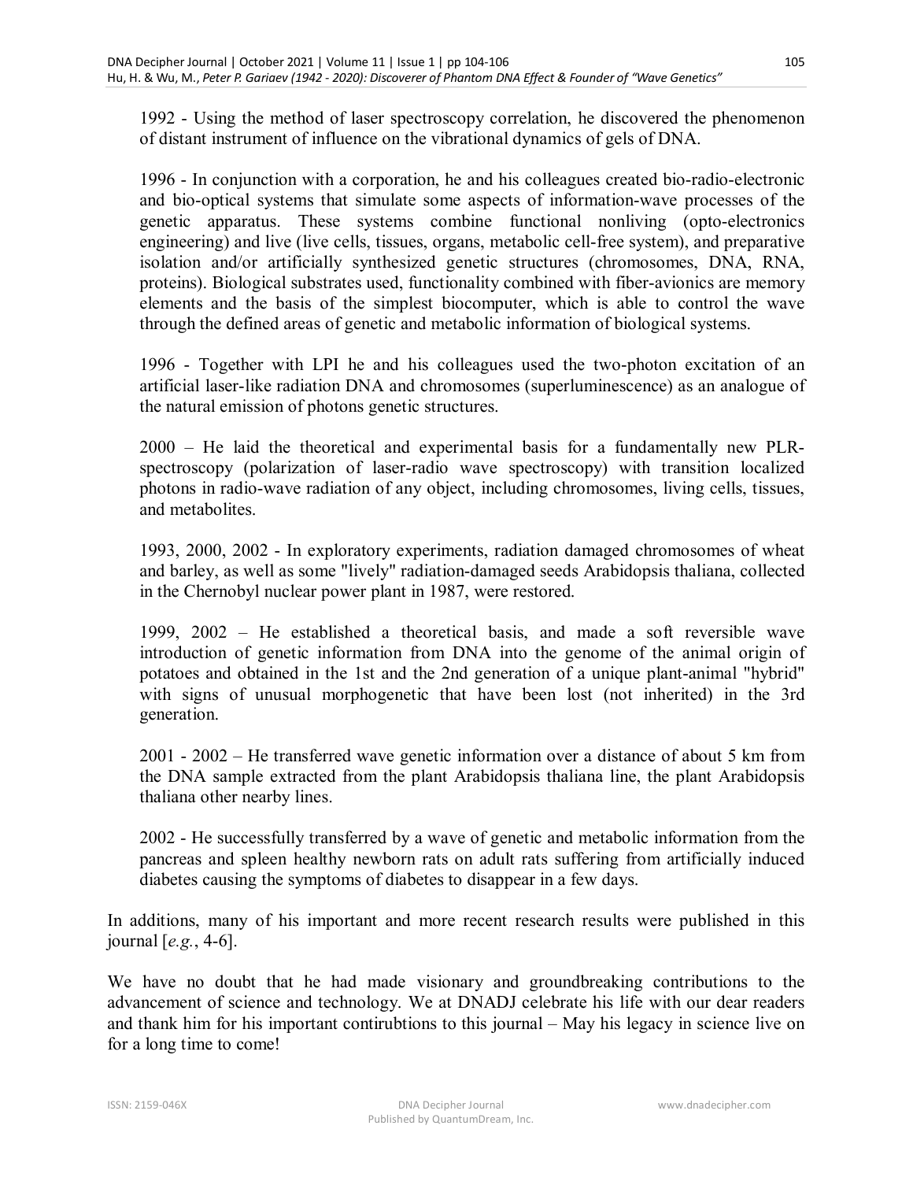1992 - Using the method of laser spectroscopy correlation, he discovered the phenomenon of distant instrument of influence on the vibrational dynamics of gels of DNA.

1996 - In conjunction with a corporation, he and his colleagues created bio-radio-electronic and bio-optical systems that simulate some aspects of information-wave processes of the genetic apparatus. These systems combine functional nonliving (opto-electronics engineering) and live (live cells, tissues, organs, metabolic cell-free system), and preparative isolation and/or artificially synthesized genetic structures (chromosomes, DNA, RNA, proteins). Biological substrates used, functionality combined with fiber-avionics are memory elements and the basis of the simplest biocomputer, which is able to control the wave through the defined areas of genetic and metabolic information of biological systems.

1996 - Together with LPI he and his colleagues used the two-photon excitation of an artificial laser-like radiation DNA and chromosomes (superluminescence) as an analogue of the natural emission of photons genetic structures.

2000 – He laid the theoretical and experimental basis for a fundamentally new PLR-spectroscopy (polarization of laser-radio wave spectroscopy) with transition localized photons in radio-wave radiation of any object, including chromosomes, living cells, tissues, and metabolites.

1993, 2000, 2002 - In exploratory experiments, radiation damaged chromosomes of wheat and barley, as well as some "lively" radiation-damaged seeds Arabidopsis thaliana, collected in the Chernobyl nuclear power plant in 1987, were restored.

1999, 2002 – He established a theoretical basis, and made a soft reversible wave introduction of genetic information from DNA into the genome of the animal origin of potatoes and obtained in the 1st and the 2nd generation of a unique plant-animal "hybrid" with signs of unusual morphogenetic that have been lost (not inherited) in the 3rd generation.

2001 - 2002 – He transferred wave genetic information over a distance of about 5 km from the DNA sample extracted from the plant Arabidopsis thaliana line, the plant Arabidopsis thaliana other nearby lines.

2002 - He successfully transferred by a wave of genetic and metabolic information from the pancreas and spleen healthy newborn rats on adult rats suffering from artificially induced diabetes causing the symptoms of diabetes to disappear in a few days.

In additions, many of his important and more recent research results were published in this journal [*e.g.*, 4-6].

We have no doubt that he had made visionary and groundbreaking contributions to the advancement of science and technology. We at DNADJ celebrate his life with our dear readers and thank him for his important contirubtions to this journal – May his legacy in science live on for a long time to come!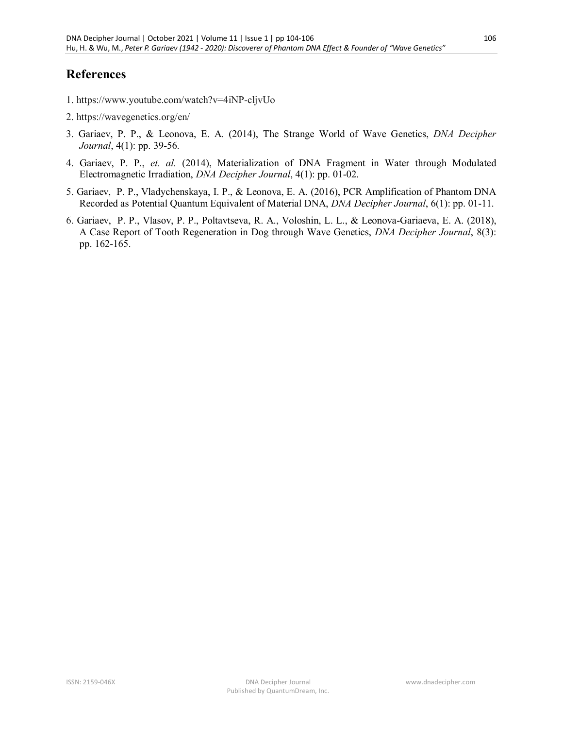## References

1. https://www.youtube.com/watch?v=4iNP-cljvUo
2. https://wavegenetics.org/en/
3. Gariaev, P. P., & Leonova, E. A. (2014), The Strange World of Wave Genetics, *DNA Decipher Journal*, 4(1): pp. 39-56.
4. Gariaev, P. P., *et. al.* (2014), Materialization of DNA Fragment in Water through Modulated Electromagnetic Irradiation, *DNA Decipher Journal*, 4(1): pp. 01-02.
5. Gariaev, P. P., Vladychenskaya, I. P., & Leonova, E. A. (2016), PCR Amplification of Phantom DNA Recorded as Potential Quantum Equivalent of Material DNA, *DNA Decipher Journal*, 6(1): pp. 01-11.
6. Gariaev, P. P., Vlasov, P. P., Poltavtseva, R. A., Voloshin, L. L., & Leonova-Gariaeva, E. A. (2018), A Case Report of Tooth Regeneration in Dog through Wave Genetics, *DNA Decipher Journal*, 8(3): pp. 162-165.